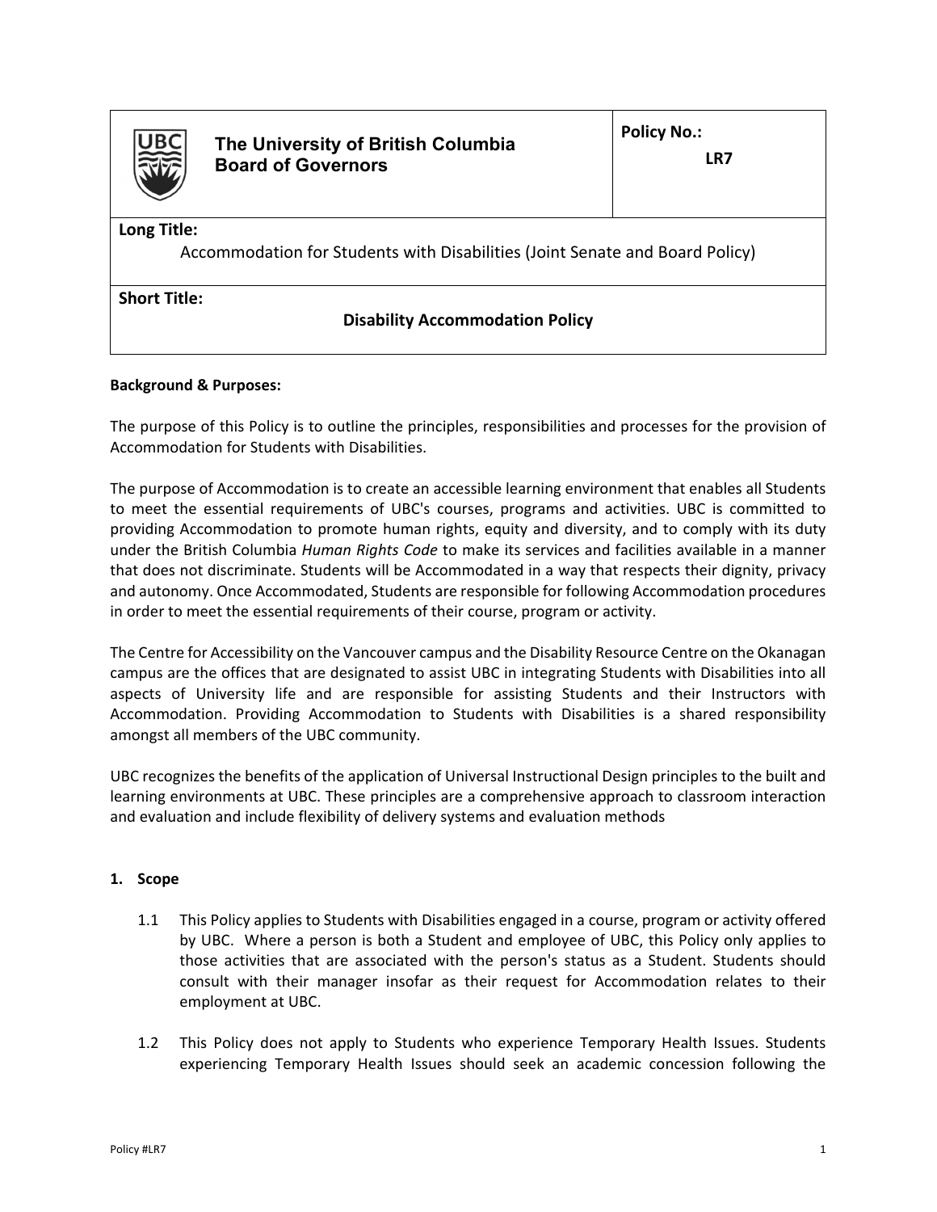| The University of British Columbia Board of Governors | **Policy No.:** LR7 |
|---|---|
| **Long Title:** Accommodation for Students with Disabilities (Joint Senate and Board Policy) | |
| **Short Title:** **Disability Accommodation Policy** | |

**Background & Purposes:**

The purpose of this Policy is to outline the principles, responsibilities and processes for the provision of Accommodation for Students with Disabilities.

The purpose of Accommodation is to create an accessible learning environment that enables all Students to meet the essential requirements of UBC's courses, programs and activities. UBC is committed to providing Accommodation to promote human rights, equity and diversity, and to comply with its duty under the British Columbia *Human Rights Code* to make its services and facilities available in a manner that does not discriminate. Students will be Accommodated in a way that respects their dignity, privacy and autonomy. Once Accommodated, Students are responsible for following Accommodation procedures in order to meet the essential requirements of their course, program or activity.

The Centre for Accessibility on the Vancouver campus and the Disability Resource Centre on the Okanagan campus are the offices that are designated to assist UBC in integrating Students with Disabilities into all aspects of University life and are responsible for assisting Students and their Instructors with Accommodation. Providing Accommodation to Students with Disabilities is a shared responsibility amongst all members of the UBC community.

UBC recognizes the benefits of the application of Universal Instructional Design principles to the built and learning environments at UBC. These principles are a comprehensive approach to classroom interaction and evaluation and include flexibility of delivery systems and evaluation methods

**1. Scope**

1.1 This Policy applies to Students with Disabilities engaged in a course, program or activity offered by UBC. Where a person is both a Student and employee of UBC, this Policy only applies to those activities that are associated with the person's status as a Student. Students should consult with their manager insofar as their request for Accommodation relates to their employment at UBC.

1.2 This Policy does not apply to Students who experience Temporary Health Issues. Students experiencing Temporary Health Issues should seek an academic concession following the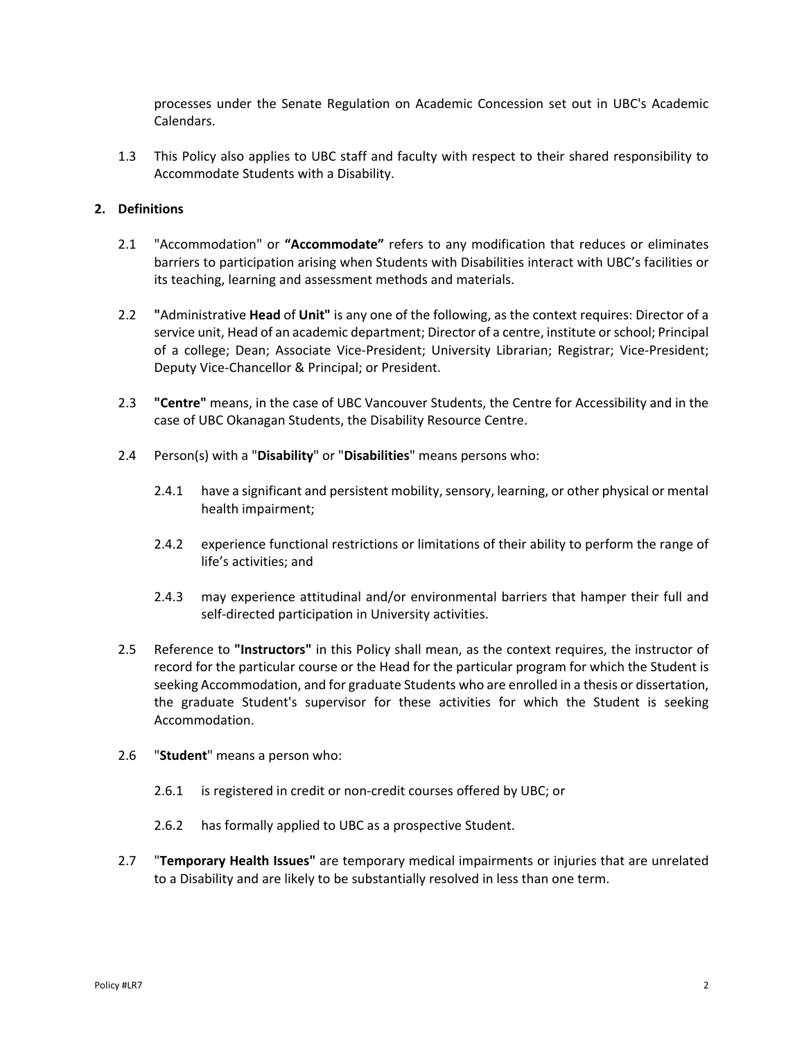processes under the Senate Regulation on Academic Concession set out in UBC's Academic Calendars.

1.3 This Policy also applies to UBC staff and faculty with respect to their shared responsibility to Accommodate Students with a Disability.

## 2. Definitions

2.1 "Accommodation" or **"Accommodate"** refers to any modification that reduces or eliminates barriers to participation arising when Students with Disabilities interact with UBC's facilities or its teaching, learning and assessment methods and materials.

2.2 **"**Administrative **Head** of **Unit"** is any one of the following, as the context requires: Director of a service unit, Head of an academic department; Director of a centre, institute or school; Principal of a college; Dean; Associate Vice-President; University Librarian; Registrar; Vice-President; Deputy Vice-Chancellor & Principal; or President.

2.3 **"Centre"** means, in the case of UBC Vancouver Students, the Centre for Accessibility and in the case of UBC Okanagan Students, the Disability Resource Centre.

2.4 Person(s) with a "**Disability**" or "**Disabilities**" means persons who:

2.4.1 have a significant and persistent mobility, sensory, learning, or other physical or mental health impairment;

2.4.2 experience functional restrictions or limitations of their ability to perform the range of life's activities; and

2.4.3 may experience attitudinal and/or environmental barriers that hamper their full and self-directed participation in University activities.

2.5 Reference to **"Instructors"** in this Policy shall mean, as the context requires, the instructor of record for the particular course or the Head for the particular program for which the Student is seeking Accommodation, and for graduate Students who are enrolled in a thesis or dissertation, the graduate Student's supervisor for these activities for which the Student is seeking Accommodation.

2.6 "**Student**" means a person who:

2.6.1 is registered in credit or non-credit courses offered by UBC; or

2.6.2 has formally applied to UBC as a prospective Student.

2.7 "**Temporary Health Issues"** are temporary medical impairments or injuries that are unrelated to a Disability and are likely to be substantially resolved in less than one term.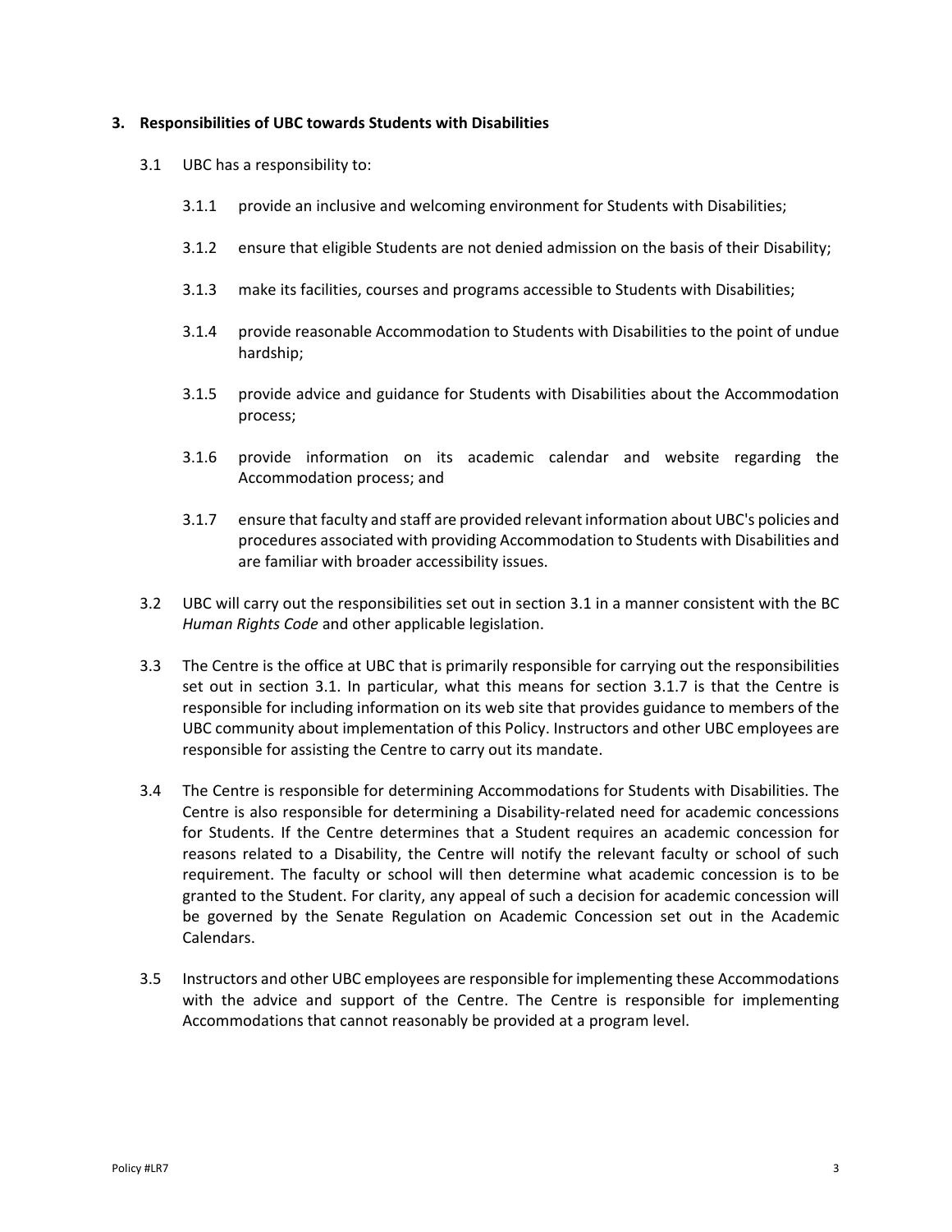## 3. Responsibilities of UBC towards Students with Disabilities

3.1 UBC has a responsibility to:

3.1.1 provide an inclusive and welcoming environment for Students with Disabilities;

3.1.2 ensure that eligible Students are not denied admission on the basis of their Disability;

3.1.3 make its facilities, courses and programs accessible to Students with Disabilities;

3.1.4 provide reasonable Accommodation to Students with Disabilities to the point of undue hardship;

3.1.5 provide advice and guidance for Students with Disabilities about the Accommodation process;

3.1.6 provide information on its academic calendar and website regarding the Accommodation process; and

3.1.7 ensure that faculty and staff are provided relevant information about UBC's policies and procedures associated with providing Accommodation to Students with Disabilities and are familiar with broader accessibility issues.

3.2 UBC will carry out the responsibilities set out in section 3.1 in a manner consistent with the BC *Human Rights Code* and other applicable legislation.

3.3 The Centre is the office at UBC that is primarily responsible for carrying out the responsibilities set out in section 3.1. In particular, what this means for section 3.1.7 is that the Centre is responsible for including information on its web site that provides guidance to members of the UBC community about implementation of this Policy. Instructors and other UBC employees are responsible for assisting the Centre to carry out its mandate.

3.4 The Centre is responsible for determining Accommodations for Students with Disabilities. The Centre is also responsible for determining a Disability-related need for academic concessions for Students. If the Centre determines that a Student requires an academic concession for reasons related to a Disability, the Centre will notify the relevant faculty or school of such requirement. The faculty or school will then determine what academic concession is to be granted to the Student. For clarity, any appeal of such a decision for academic concession will be governed by the Senate Regulation on Academic Concession set out in the Academic Calendars.

3.5 Instructors and other UBC employees are responsible for implementing these Accommodations with the advice and support of the Centre. The Centre is responsible for implementing Accommodations that cannot reasonably be provided at a program level.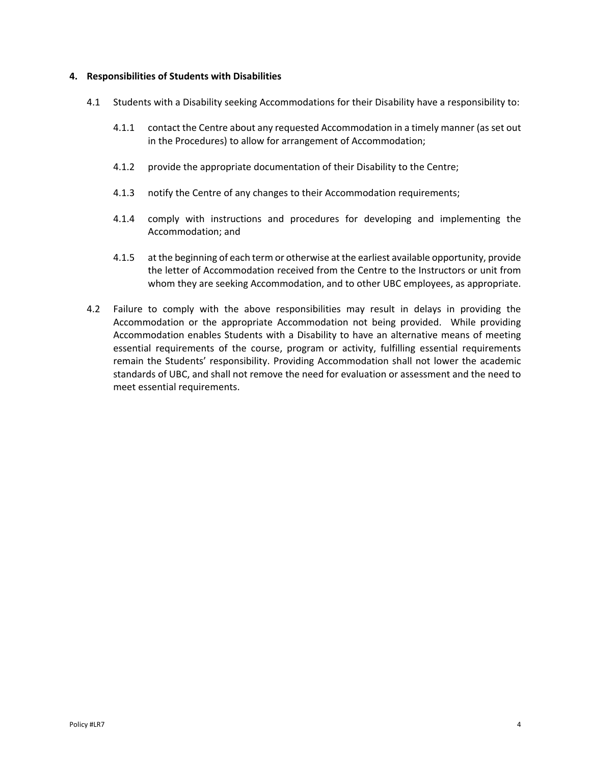## 4. Responsibilities of Students with Disabilities

4.1 Students with a Disability seeking Accommodations for their Disability have a responsibility to:

4.1.1 contact the Centre about any requested Accommodation in a timely manner (as set out in the Procedures) to allow for arrangement of Accommodation;

4.1.2 provide the appropriate documentation of their Disability to the Centre;

4.1.3 notify the Centre of any changes to their Accommodation requirements;

4.1.4 comply with instructions and procedures for developing and implementing the Accommodation; and

4.1.5 at the beginning of each term or otherwise at the earliest available opportunity, provide the letter of Accommodation received from the Centre to the Instructors or unit from whom they are seeking Accommodation, and to other UBC employees, as appropriate.

4.2 Failure to comply with the above responsibilities may result in delays in providing the Accommodation or the appropriate Accommodation not being provided. While providing Accommodation enables Students with a Disability to have an alternative means of meeting essential requirements of the course, program or activity, fulfilling essential requirements remain the Students' responsibility. Providing Accommodation shall not lower the academic standards of UBC, and shall not remove the need for evaluation or assessment and the need to meet essential requirements.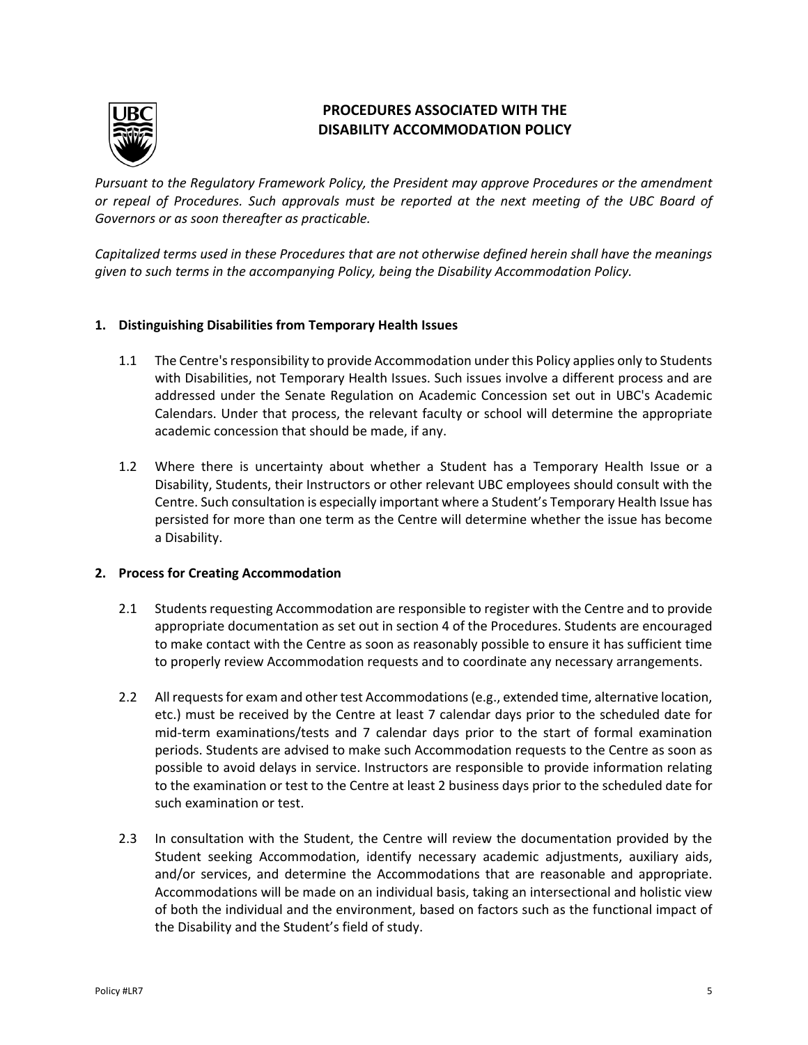# PROCEDURES ASSOCIATED WITH THE DISABILITY ACCOMMODATION POLICY

*Pursuant to the Regulatory Framework Policy, the President may approve Procedures or the amendment or repeal of Procedures. Such approvals must be reported at the next meeting of the UBC Board of Governors or as soon thereafter as practicable.*

*Capitalized terms used in these Procedures that are not otherwise defined herein shall have the meanings given to such terms in the accompanying Policy, being the Disability Accommodation Policy.*

## 1. Distinguishing Disabilities from Temporary Health Issues

1.1 The Centre's responsibility to provide Accommodation under this Policy applies only to Students with Disabilities, not Temporary Health Issues. Such issues involve a different process and are addressed under the Senate Regulation on Academic Concession set out in UBC's Academic Calendars. Under that process, the relevant faculty or school will determine the appropriate academic concession that should be made, if any.

1.2 Where there is uncertainty about whether a Student has a Temporary Health Issue or a Disability, Students, their Instructors or other relevant UBC employees should consult with the Centre. Such consultation is especially important where a Student's Temporary Health Issue has persisted for more than one term as the Centre will determine whether the issue has become a Disability.

## 2. Process for Creating Accommodation

2.1 Students requesting Accommodation are responsible to register with the Centre and to provide appropriate documentation as set out in section 4 of the Procedures. Students are encouraged to make contact with the Centre as soon as reasonably possible to ensure it has sufficient time to properly review Accommodation requests and to coordinate any necessary arrangements.

2.2 All requests for exam and other test Accommodations (e.g., extended time, alternative location, etc.) must be received by the Centre at least 7 calendar days prior to the scheduled date for mid-term examinations/tests and 7 calendar days prior to the start of formal examination periods. Students are advised to make such Accommodation requests to the Centre as soon as possible to avoid delays in service. Instructors are responsible to provide information relating to the examination or test to the Centre at least 2 business days prior to the scheduled date for such examination or test.

2.3 In consultation with the Student, the Centre will review the documentation provided by the Student seeking Accommodation, identify necessary academic adjustments, auxiliary aids, and/or services, and determine the Accommodations that are reasonable and appropriate. Accommodations will be made on an individual basis, taking an intersectional and holistic view of both the individual and the environment, based on factors such as the functional impact of the Disability and the Student's field of study.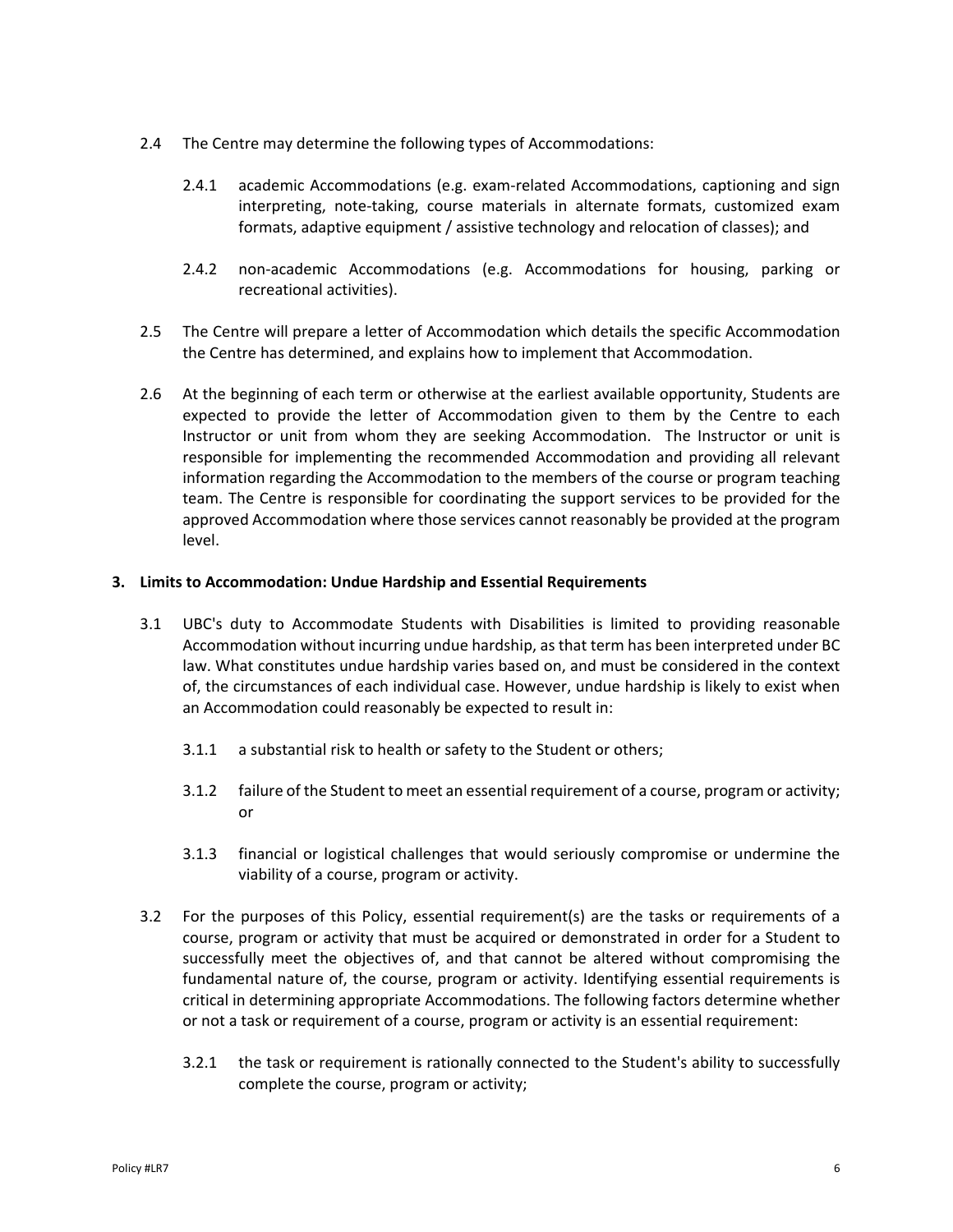2.4 The Centre may determine the following types of Accommodations:

2.4.1 academic Accommodations (e.g. exam-related Accommodations, captioning and sign interpreting, note-taking, course materials in alternate formats, customized exam formats, adaptive equipment / assistive technology and relocation of classes); and

2.4.2 non-academic Accommodations (e.g. Accommodations for housing, parking or recreational activities).

2.5 The Centre will prepare a letter of Accommodation which details the specific Accommodation the Centre has determined, and explains how to implement that Accommodation.

2.6 At the beginning of each term or otherwise at the earliest available opportunity, Students are expected to provide the letter of Accommodation given to them by the Centre to each Instructor or unit from whom they are seeking Accommodation. The Instructor or unit is responsible for implementing the recommended Accommodation and providing all relevant information regarding the Accommodation to the members of the course or program teaching team. The Centre is responsible for coordinating the support services to be provided for the approved Accommodation where those services cannot reasonably be provided at the program level.

## 3. Limits to Accommodation: Undue Hardship and Essential Requirements

3.1 UBC's duty to Accommodate Students with Disabilities is limited to providing reasonable Accommodation without incurring undue hardship, as that term has been interpreted under BC law. What constitutes undue hardship varies based on, and must be considered in the context of, the circumstances of each individual case. However, undue hardship is likely to exist when an Accommodation could reasonably be expected to result in:

3.1.1 a substantial risk to health or safety to the Student or others;

3.1.2 failure of the Student to meet an essential requirement of a course, program or activity; or

3.1.3 financial or logistical challenges that would seriously compromise or undermine the viability of a course, program or activity.

3.2 For the purposes of this Policy, essential requirement(s) are the tasks or requirements of a course, program or activity that must be acquired or demonstrated in order for a Student to successfully meet the objectives of, and that cannot be altered without compromising the fundamental nature of, the course, program or activity. Identifying essential requirements is critical in determining appropriate Accommodations. The following factors determine whether or not a task or requirement of a course, program or activity is an essential requirement:

3.2.1 the task or requirement is rationally connected to the Student's ability to successfully complete the course, program or activity;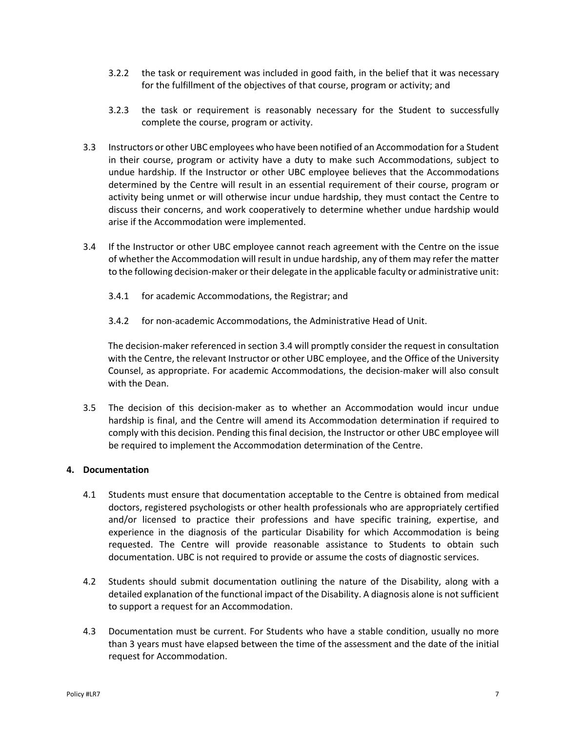3.2.2 the task or requirement was included in good faith, in the belief that it was necessary for the fulfillment of the objectives of that course, program or activity; and

3.2.3 the task or requirement is reasonably necessary for the Student to successfully complete the course, program or activity.

3.3 Instructors or other UBC employees who have been notified of an Accommodation for a Student in their course, program or activity have a duty to make such Accommodations, subject to undue hardship. If the Instructor or other UBC employee believes that the Accommodations determined by the Centre will result in an essential requirement of their course, program or activity being unmet or will otherwise incur undue hardship, they must contact the Centre to discuss their concerns, and work cooperatively to determine whether undue hardship would arise if the Accommodation were implemented.

3.4 If the Instructor or other UBC employee cannot reach agreement with the Centre on the issue of whether the Accommodation will result in undue hardship, any of them may refer the matter to the following decision-maker or their delegate in the applicable faculty or administrative unit:

3.4.1 for academic Accommodations, the Registrar; and

3.4.2 for non-academic Accommodations, the Administrative Head of Unit.

The decision-maker referenced in section 3.4 will promptly consider the request in consultation with the Centre, the relevant Instructor or other UBC employee, and the Office of the University Counsel, as appropriate. For academic Accommodations, the decision-maker will also consult with the Dean.

3.5 The decision of this decision-maker as to whether an Accommodation would incur undue hardship is final, and the Centre will amend its Accommodation determination if required to comply with this decision. Pending this final decision, the Instructor or other UBC employee will be required to implement the Accommodation determination of the Centre.

## 4. Documentation

4.1 Students must ensure that documentation acceptable to the Centre is obtained from medical doctors, registered psychologists or other health professionals who are appropriately certified and/or licensed to practice their professions and have specific training, expertise, and experience in the diagnosis of the particular Disability for which Accommodation is being requested. The Centre will provide reasonable assistance to Students to obtain such documentation. UBC is not required to provide or assume the costs of diagnostic services.

4.2 Students should submit documentation outlining the nature of the Disability, along with a detailed explanation of the functional impact of the Disability. A diagnosis alone is not sufficient to support a request for an Accommodation.

4.3 Documentation must be current. For Students who have a stable condition, usually no more than 3 years must have elapsed between the time of the assessment and the date of the initial request for Accommodation.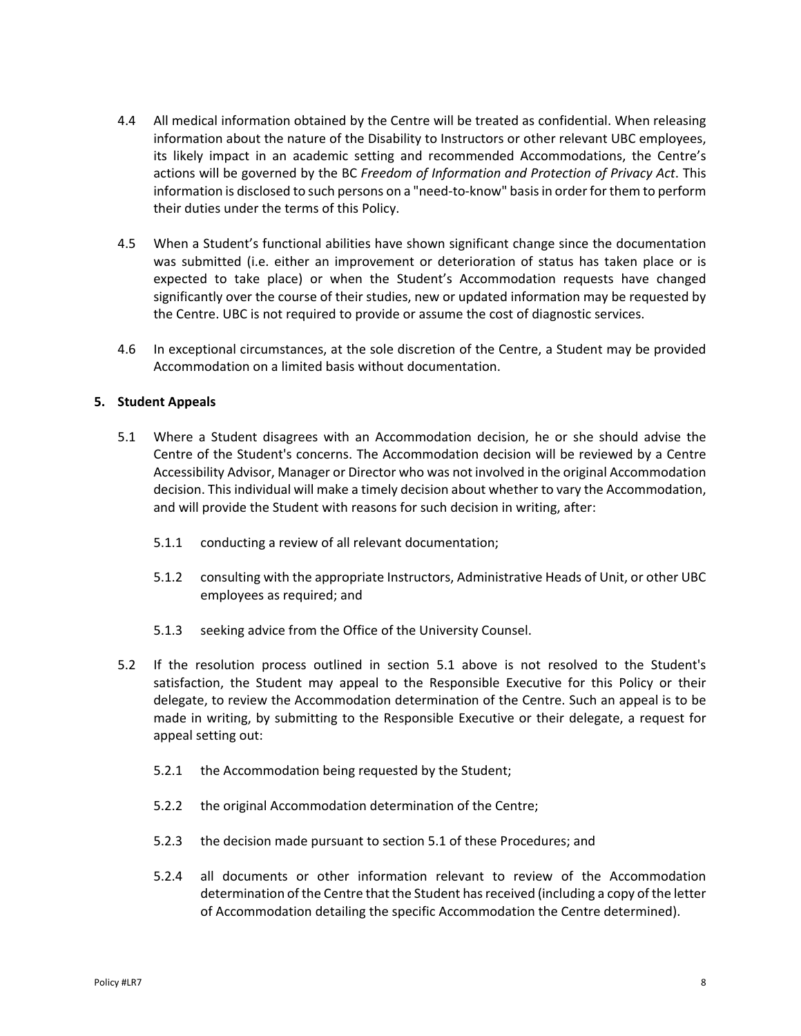4.4 All medical information obtained by the Centre will be treated as confidential. When releasing information about the nature of the Disability to Instructors or other relevant UBC employees, its likely impact in an academic setting and recommended Accommodations, the Centre's actions will be governed by the BC *Freedom of Information and Protection of Privacy Act*. This information is disclosed to such persons on a "need-to-know" basis in order for them to perform their duties under the terms of this Policy.

4.5 When a Student's functional abilities have shown significant change since the documentation was submitted (i.e. either an improvement or deterioration of status has taken place or is expected to take place) or when the Student's Accommodation requests have changed significantly over the course of their studies, new or updated information may be requested by the Centre. UBC is not required to provide or assume the cost of diagnostic services.

4.6 In exceptional circumstances, at the sole discretion of the Centre, a Student may be provided Accommodation on a limited basis without documentation.

**5. Student Appeals**

5.1 Where a Student disagrees with an Accommodation decision, he or she should advise the Centre of the Student's concerns. The Accommodation decision will be reviewed by a Centre Accessibility Advisor, Manager or Director who was not involved in the original Accommodation decision. This individual will make a timely decision about whether to vary the Accommodation, and will provide the Student with reasons for such decision in writing, after:

5.1.1 conducting a review of all relevant documentation;

5.1.2 consulting with the appropriate Instructors, Administrative Heads of Unit, or other UBC employees as required; and

5.1.3 seeking advice from the Office of the University Counsel.

5.2 If the resolution process outlined in section 5.1 above is not resolved to the Student's satisfaction, the Student may appeal to the Responsible Executive for this Policy or their delegate, to review the Accommodation determination of the Centre. Such an appeal is to be made in writing, by submitting to the Responsible Executive or their delegate, a request for appeal setting out:

5.2.1 the Accommodation being requested by the Student;

5.2.2 the original Accommodation determination of the Centre;

5.2.3 the decision made pursuant to section 5.1 of these Procedures; and

5.2.4 all documents or other information relevant to review of the Accommodation determination of the Centre that the Student has received (including a copy of the letter of Accommodation detailing the specific Accommodation the Centre determined).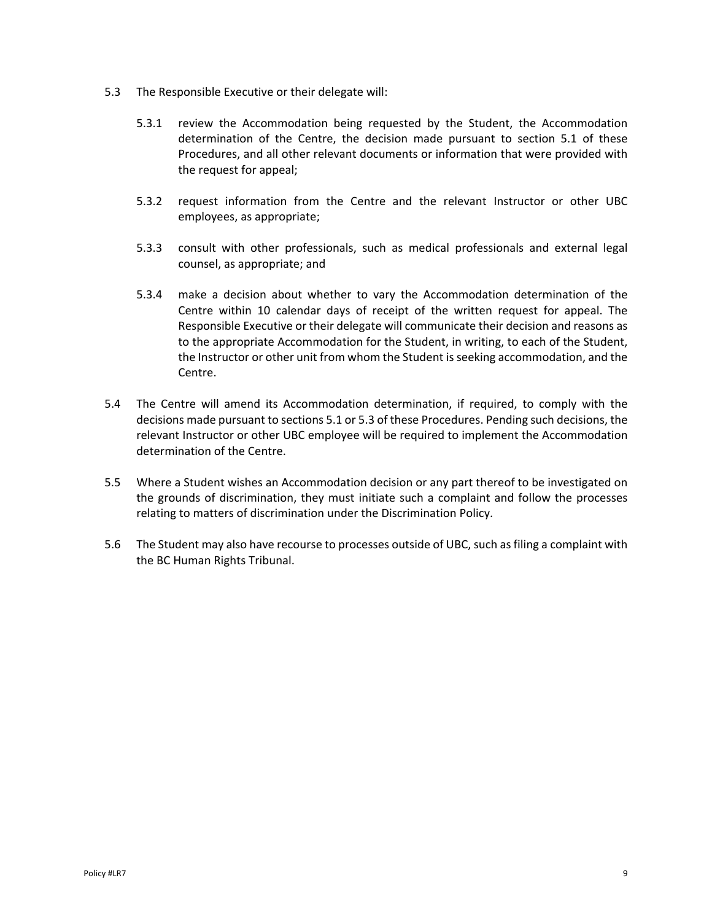5.3 The Responsible Executive or their delegate will:

5.3.1 review the Accommodation being requested by the Student, the Accommodation determination of the Centre, the decision made pursuant to section 5.1 of these Procedures, and all other relevant documents or information that were provided with the request for appeal;

5.3.2 request information from the Centre and the relevant Instructor or other UBC employees, as appropriate;

5.3.3 consult with other professionals, such as medical professionals and external legal counsel, as appropriate; and

5.3.4 make a decision about whether to vary the Accommodation determination of the Centre within 10 calendar days of receipt of the written request for appeal. The Responsible Executive or their delegate will communicate their decision and reasons as to the appropriate Accommodation for the Student, in writing, to each of the Student, the Instructor or other unit from whom the Student is seeking accommodation, and the Centre.

5.4 The Centre will amend its Accommodation determination, if required, to comply with the decisions made pursuant to sections 5.1 or 5.3 of these Procedures. Pending such decisions, the relevant Instructor or other UBC employee will be required to implement the Accommodation determination of the Centre.

5.5 Where a Student wishes an Accommodation decision or any part thereof to be investigated on the grounds of discrimination, they must initiate such a complaint and follow the processes relating to matters of discrimination under the Discrimination Policy.

5.6 The Student may also have recourse to processes outside of UBC, such as filing a complaint with the BC Human Rights Tribunal.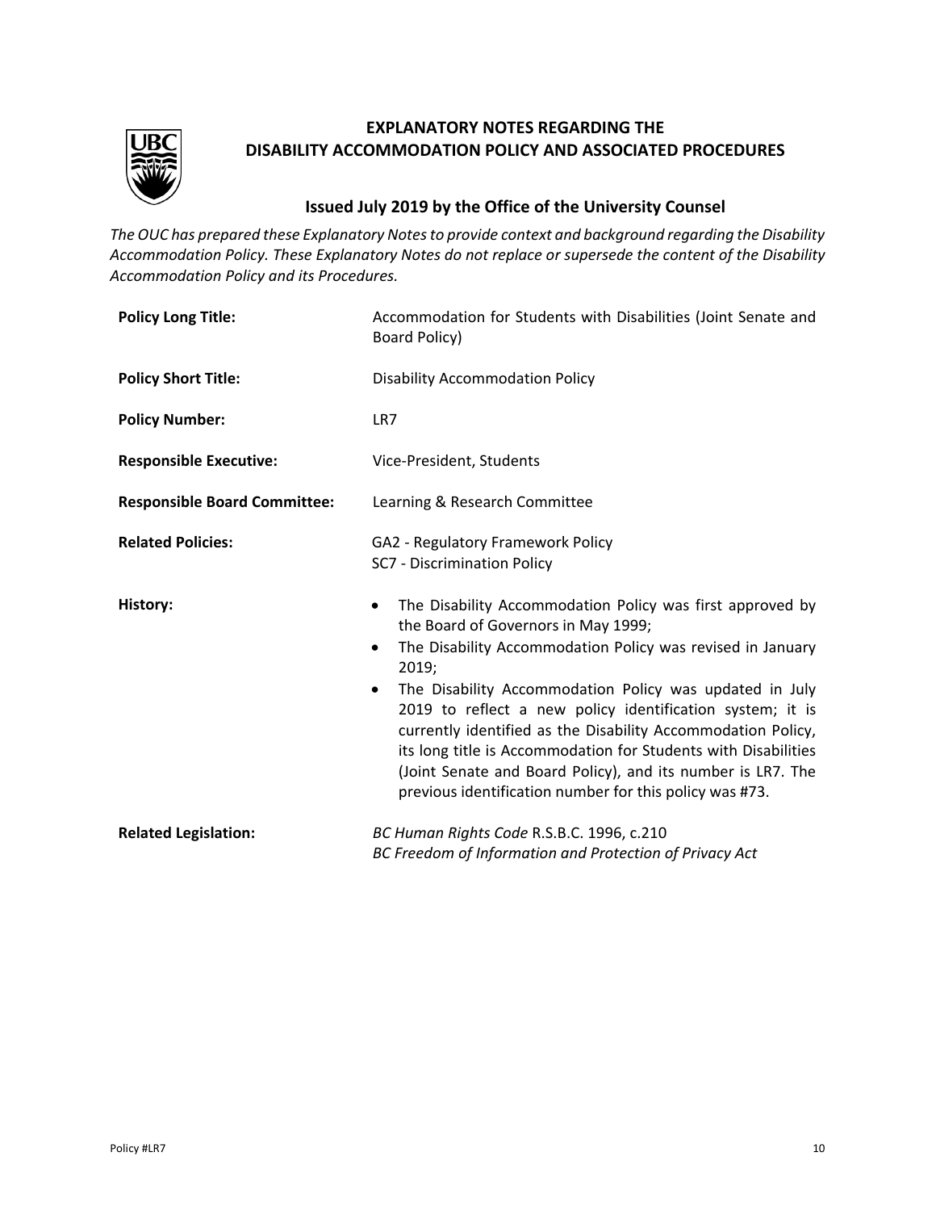# EXPLANATORY NOTES REGARDING THE DISABILITY ACCOMMODATION POLICY AND ASSOCIATED PROCEDURES

## Issued July 2019 by the Office of the University Counsel

*The OUC has prepared these Explanatory Notes to provide context and background regarding the Disability Accommodation Policy. These Explanatory Notes do not replace or supersede the content of the Disability Accommodation Policy and its Procedures.*

| | |
|---|---|
| **Policy Long Title:** | Accommodation for Students with Disabilities (Joint Senate and Board Policy) |
| **Policy Short Title:** | Disability Accommodation Policy |
| **Policy Number:** | LR7 |
| **Responsible Executive:** | Vice-President, Students |
| **Responsible Board Committee:** | Learning & Research Committee |
| **Related Policies:** | GA2 - Regulatory Framework Policy<br>SC7 - Discrimination Policy |
| **History:** | • The Disability Accommodation Policy was first approved by the Board of Governors in May 1999;<br>• The Disability Accommodation Policy was revised in January 2019;<br>• The Disability Accommodation Policy was updated in July 2019 to reflect a new policy identification system; it is currently identified as the Disability Accommodation Policy, its long title is Accommodation for Students with Disabilities (Joint Senate and Board Policy), and its number is LR7. The previous identification number for this policy was #73. |
| **Related Legislation:** | *BC Human Rights Code* R.S.B.C. 1996, c.210<br>*BC Freedom of Information and Protection of Privacy Act* |